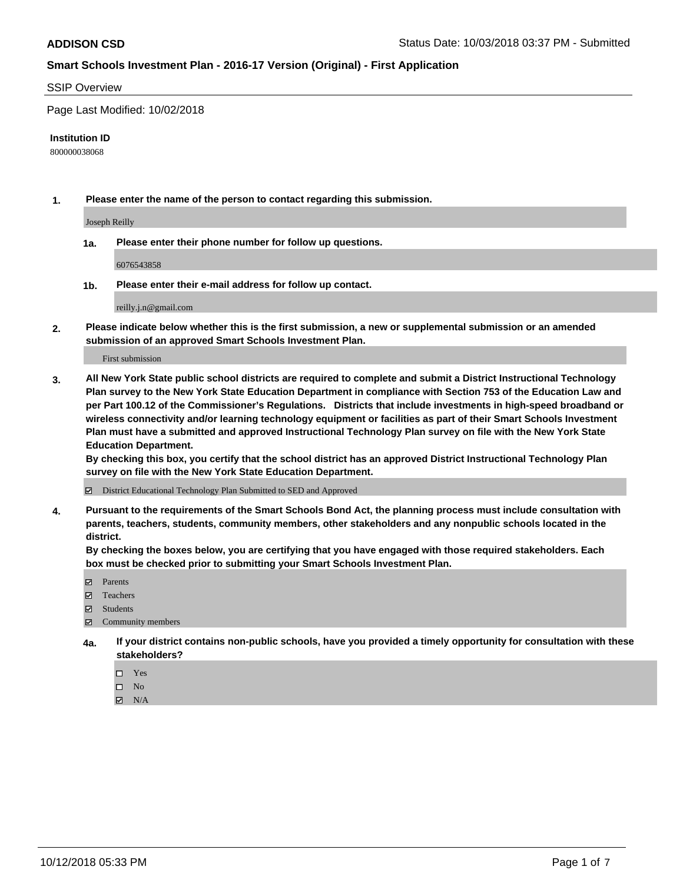**ADDISON CSD** Status Date: 10/03/2018 03:37 PM - Submitted

## Smart Schools Investment Plan - 2016-17 Version (Original) - First Application

SSIP Overview

Page Last Modified: 10/02/2018

**Institution ID**

800000038068

**1. Please enter the name of the person to contact regarding this submission.**

Joseph Reilly

**1a. Please enter their phone number for follow up questions.**

6076543858

**1b. Please enter their e-mail address for follow up contact.**

reilly.j.n@gmail.com

**2. Please indicate below whether this is the first submission, a new or supplemental submission or an amended submission of an approved Smart Schools Investment Plan.**

First submission

**3. All New York State public school districts are required to complete and submit a District Instructional Technology Plan survey to the New York State Education Department in compliance with Section 753 of the Education Law and per Part 100.12 of the Commissioner's Regulations. Districts that include investments in high-speed broadband or wireless connectivity and/or learning technology equipment or facilities as part of their Smart Schools Investment Plan must have a submitted and approved Instructional Technology Plan survey on file with the New York State Education Department.**
**By checking this box, you certify that the school district has an approved District Instructional Technology Plan survey on file with the New York State Education Department.**

- [x] District Educational Technology Plan Submitted to SED and Approved

**4. Pursuant to the requirements of the Smart Schools Bond Act, the planning process must include consultation with parents, teachers, students, community members, other stakeholders and any nonpublic schools located in the district.**
**By checking the boxes below, you are certifying that you have engaged with those required stakeholders. Each box must be checked prior to submitting your Smart Schools Investment Plan.**

- [x] Parents
- [x] Teachers
- [x] Students
- [x] Community members

**4a. If your district contains non-public schools, have you provided a timely opportunity for consultation with these stakeholders?**

- [ ] Yes
- [ ] No
- [x] N/A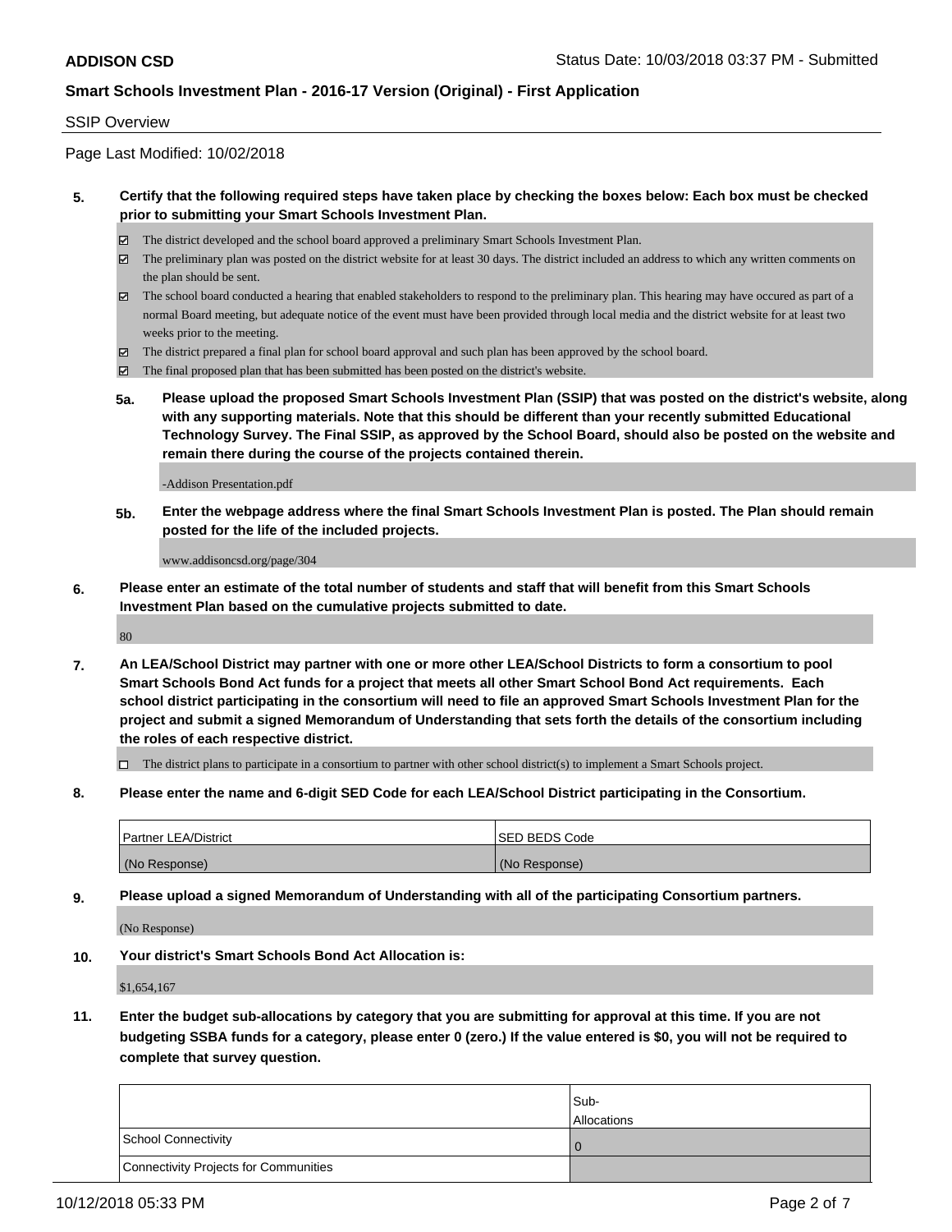ADDISON CSD

Status Date: 10/03/2018 03:37 PM - Submitted

**Smart Schools Investment Plan - 2016-17 Version (Original) - First Application**

SSIP Overview

Page Last Modified: 10/02/2018

**5. Certify that the following required steps have taken place by checking the boxes below: Each box must be checked prior to submitting your Smart Schools Investment Plan.**

- ☑ The district developed and the school board approved a preliminary Smart Schools Investment Plan.
- ☑ The preliminary plan was posted on the district website for at least 30 days. The district included an address to which any written comments on the plan should be sent.
- ☑ The school board conducted a hearing that enabled stakeholders to respond to the preliminary plan. This hearing may have occured as part of a normal Board meeting, but adequate notice of the event must have been provided through local media and the district website for at least two weeks prior to the meeting.
- ☑ The district prepared a final plan for school board approval and such plan has been approved by the school board.
- ☑ The final proposed plan that has been submitted has been posted on the district's website.

**5a. Please upload the proposed Smart Schools Investment Plan (SSIP) that was posted on the district's website, along with any supporting materials. Note that this should be different than your recently submitted Educational Technology Survey. The Final SSIP, as approved by the School Board, should also be posted on the website and remain there during the course of the projects contained therein.**

-Addison Presentation.pdf

**5b. Enter the webpage address where the final Smart Schools Investment Plan is posted. The Plan should remain posted for the life of the included projects.**

www.addisoncsd.org/page/304

**6. Please enter an estimate of the total number of students and staff that will benefit from this Smart Schools Investment Plan based on the cumulative projects submitted to date.**

80

**7. An LEA/School District may partner with one or more other LEA/School Districts to form a consortium to pool Smart Schools Bond Act funds for a project that meets all other Smart School Bond Act requirements. Each school district participating in the consortium will need to file an approved Smart Schools Investment Plan for the project and submit a signed Memorandum of Understanding that sets forth the details of the consortium including the roles of each respective district.**

- ☐ The district plans to participate in a consortium to partner with other school district(s) to implement a Smart Schools project.

**8. Please enter the name and 6-digit SED Code for each LEA/School District participating in the Consortium.**

| Partner LEA/District | SED BEDS Code |
|---|---|
| (No Response) | (No Response) |

**9. Please upload a signed Memorandum of Understanding with all of the participating Consortium partners.**

(No Response)

**10. Your district's Smart Schools Bond Act Allocation is:**

$1,654,167

**11. Enter the budget sub-allocations by category that you are submitting for approval at this time. If you are not budgeting SSBA funds for a category, please enter 0 (zero.) If the value entered is $0, you will not be required to complete that survey question.**

| | Sub-Allocations |
|---|---|
| School Connectivity | 0 |
| Connectivity Projects for Communities | |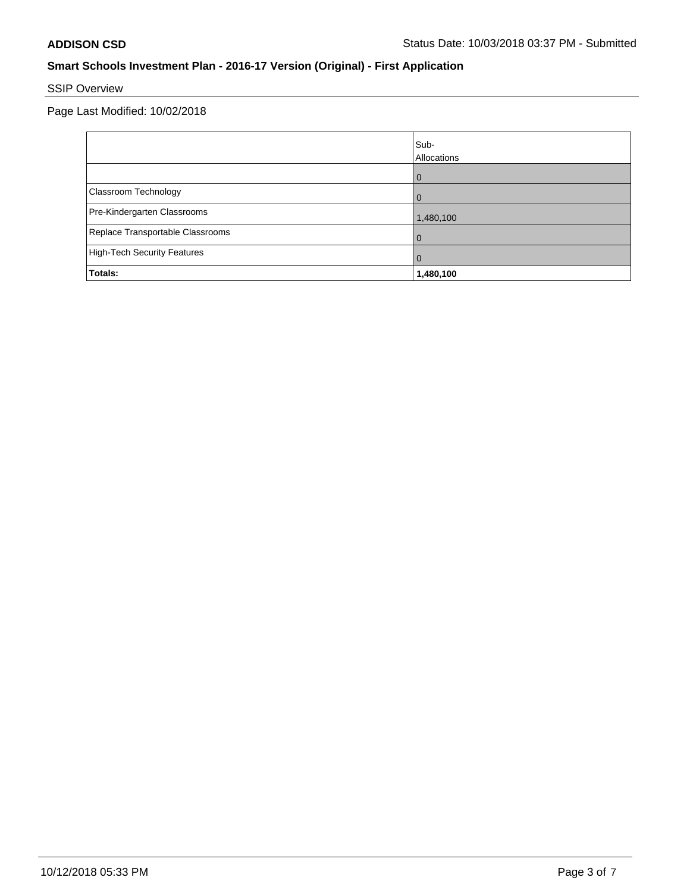**ADDISON CSD** Status Date: 10/03/2018 03:37 PM - Submitted

## Smart Schools Investment Plan - 2016-17 Version (Original) - First Application

SSIP Overview

Page Last Modified: 10/02/2018

| | Sub-Allocations |
|---|---|
| | 0 |
| Classroom Technology | 0 |
| Pre-Kindergarten Classrooms | 1,480,100 |
| Replace Transportable Classrooms | 0 |
| High-Tech Security Features | 0 |
| **Totals:** | **1,480,100** |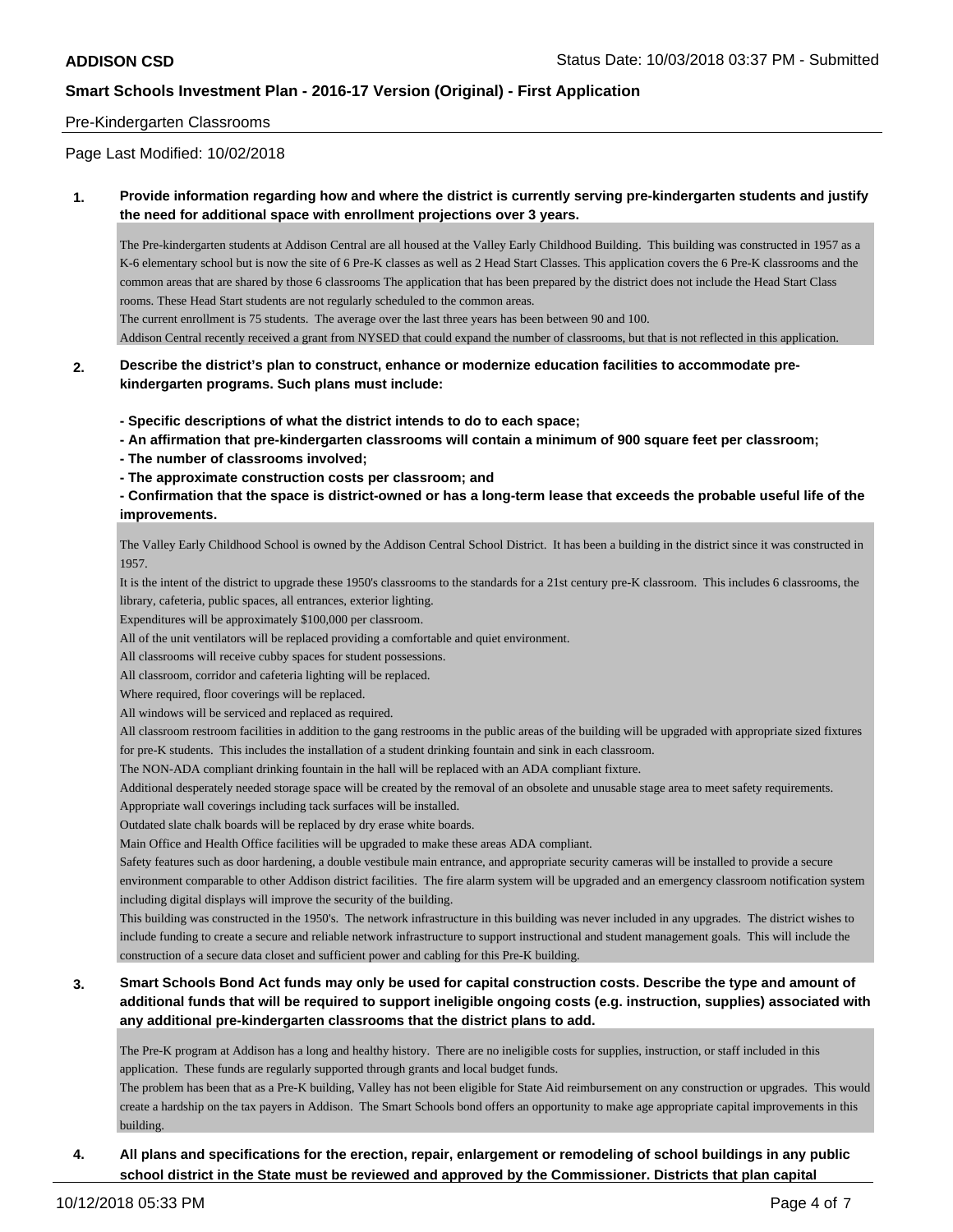## Pre-Kindergarten Classrooms

Page Last Modified: 10/02/2018

**1. Provide information regarding how and where the district is currently serving pre-kindergarten students and justify the need for additional space with enrollment projections over 3 years.**

The Pre-kindergarten students at Addison Central are all housed at the Valley Early Childhood Building. This building was constructed in 1957 as a K-6 elementary school but is now the site of 6 Pre-K classes as well as 2 Head Start Classes. This application covers the 6 Pre-K classrooms and the common areas that are shared by those 6 classrooms The application that has been prepared by the district does not include the Head Start Class rooms. These Head Start students are not regularly scheduled to the common areas.
The current enrollment is 75 students. The average over the last three years has been between 90 and 100.
Addison Central recently received a grant from NYSED that could expand the number of classrooms, but that is not reflected in this application.

**2. Describe the district's plan to construct, enhance or modernize education facilities to accommodate pre-kindergarten programs. Such plans must include:**

**- Specific descriptions of what the district intends to do to each space;**
**- An affirmation that pre-kindergarten classrooms will contain a minimum of 900 square feet per classroom;**
**- The number of classrooms involved;**
**- The approximate construction costs per classroom; and**
**- Confirmation that the space is district-owned or has a long-term lease that exceeds the probable useful life of the improvements.**

The Valley Early Childhood School is owned by the Addison Central School District. It has been a building in the district since it was constructed in 1957.
It is the intent of the district to upgrade these 1950's classrooms to the standards for a 21st century pre-K classroom. This includes 6 classrooms, the library, cafeteria, public spaces, all entrances, exterior lighting.
Expenditures will be approximately $100,000 per classroom.
All of the unit ventilators will be replaced providing a comfortable and quiet environment.
All classrooms will receive cubby spaces for student possessions.
All classroom, corridor and cafeteria lighting will be replaced.
Where required, floor coverings will be replaced.
All windows will be serviced and replaced as required.
All classroom restroom facilities in addition to the gang restrooms in the public areas of the building will be upgraded with appropriate sized fixtures for pre-K students. This includes the installation of a student drinking fountain and sink in each classroom.
The NON-ADA compliant drinking fountain in the hall will be replaced with an ADA compliant fixture.
Additional desperately needed storage space will be created by the removal of an obsolete and unusable stage area to meet safety requirements.
Appropriate wall coverings including tack surfaces will be installed.
Outdated slate chalk boards will be replaced by dry erase white boards.
Main Office and Health Office facilities will be upgraded to make these areas ADA compliant.
Safety features such as door hardening, a double vestibule main entrance, and appropriate security cameras will be installed to provide a secure environment comparable to other Addison district facilities. The fire alarm system will be upgraded and an emergency classroom notification system including digital displays will improve the security of the building.
This building was constructed in the 1950's. The network infrastructure in this building was never included in any upgrades. The district wishes to include funding to create a secure and reliable network infrastructure to support instructional and student management goals. This will include the construction of a secure data closet and sufficient power and cabling for this Pre-K building.

**3. Smart Schools Bond Act funds may only be used for capital construction costs. Describe the type and amount of additional funds that will be required to support ineligible ongoing costs (e.g. instruction, supplies) associated with any additional pre-kindergarten classrooms that the district plans to add.**

The Pre-K program at Addison has a long and healthy history. There are no ineligible costs for supplies, instruction, or staff included in this application. These funds are regularly supported through grants and local budget funds.
The problem has been that as a Pre-K building, Valley has not been eligible for State Aid reimbursement on any construction or upgrades. This would create a hardship on the tax payers in Addison. The Smart Schools bond offers an opportunity to make age appropriate capital improvements in this building.

**4. All plans and specifications for the erection, repair, enlargement or remodeling of school buildings in any public school district in the State must be reviewed and approved by the Commissioner. Districts that plan capital**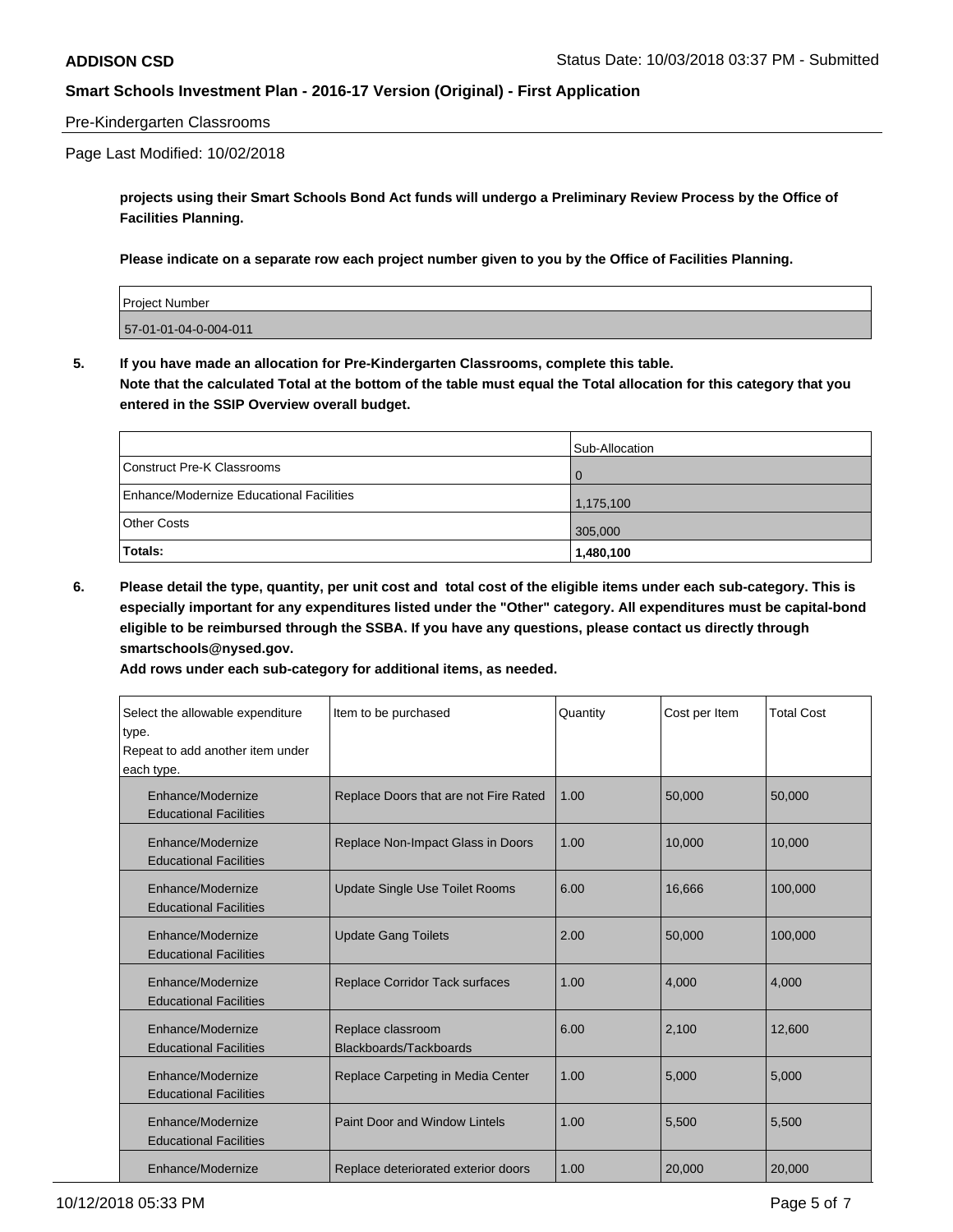Pre-Kindergarten Classrooms

Page Last Modified: 10/02/2018

**projects using their Smart Schools Bond Act funds will undergo a Preliminary Review Process by the Office of Facilities Planning.**

**Please indicate on a separate row each project number given to you by the Office of Facilities Planning.**

| Project Number |
| --- |
| 57-01-01-04-0-004-011 |

**5. If you have made an allocation for Pre-Kindergarten Classrooms, complete this table.**
**Note that the calculated Total at the bottom of the table must equal the Total allocation for this category that you entered in the SSIP Overview overall budget.**

| | Sub-Allocation |
| --- | --- |
| Construct Pre-K Classrooms | 0 |
| Enhance/Modernize Educational Facilities | 1,175,100 |
| Other Costs | 305,000 |
| **Totals:** | **1,480,100** |

**6. Please detail the type, quantity, per unit cost and total cost of the eligible items under each sub-category. This is especially important for any expenditures listed under the "Other" category. All expenditures must be capital-bond eligible to be reimbursed through the SSBA. If you have any questions, please contact us directly through smartschools@nysed.gov.**

**Add rows under each sub-category for additional items, as needed.**

| Select the allowable expenditure type. Repeat to add another item under each type. | Item to be purchased | Quantity | Cost per Item | Total Cost |
| --- | --- | --- | --- | --- |
| Enhance/Modernize Educational Facilities | Replace Doors that are not Fire Rated | 1.00 | 50,000 | 50,000 |
| Enhance/Modernize Educational Facilities | Replace Non-Impact Glass in Doors | 1.00 | 10,000 | 10,000 |
| Enhance/Modernize Educational Facilities | Update Single Use Toilet Rooms | 6.00 | 16,666 | 100,000 |
| Enhance/Modernize Educational Facilities | Update Gang Toilets | 2.00 | 50,000 | 100,000 |
| Enhance/Modernize Educational Facilities | Replace Corridor Tack surfaces | 1.00 | 4,000 | 4,000 |
| Enhance/Modernize Educational Facilities | Replace classroom Blackboards/Tackboards | 6.00 | 2,100 | 12,600 |
| Enhance/Modernize Educational Facilities | Replace Carpeting in Media Center | 1.00 | 5,000 | 5,000 |
| Enhance/Modernize Educational Facilities | Paint Door and Window Lintels | 1.00 | 5,500 | 5,500 |
| Enhance/Modernize | Replace deteriorated exterior doors | 1.00 | 20,000 | 20,000 |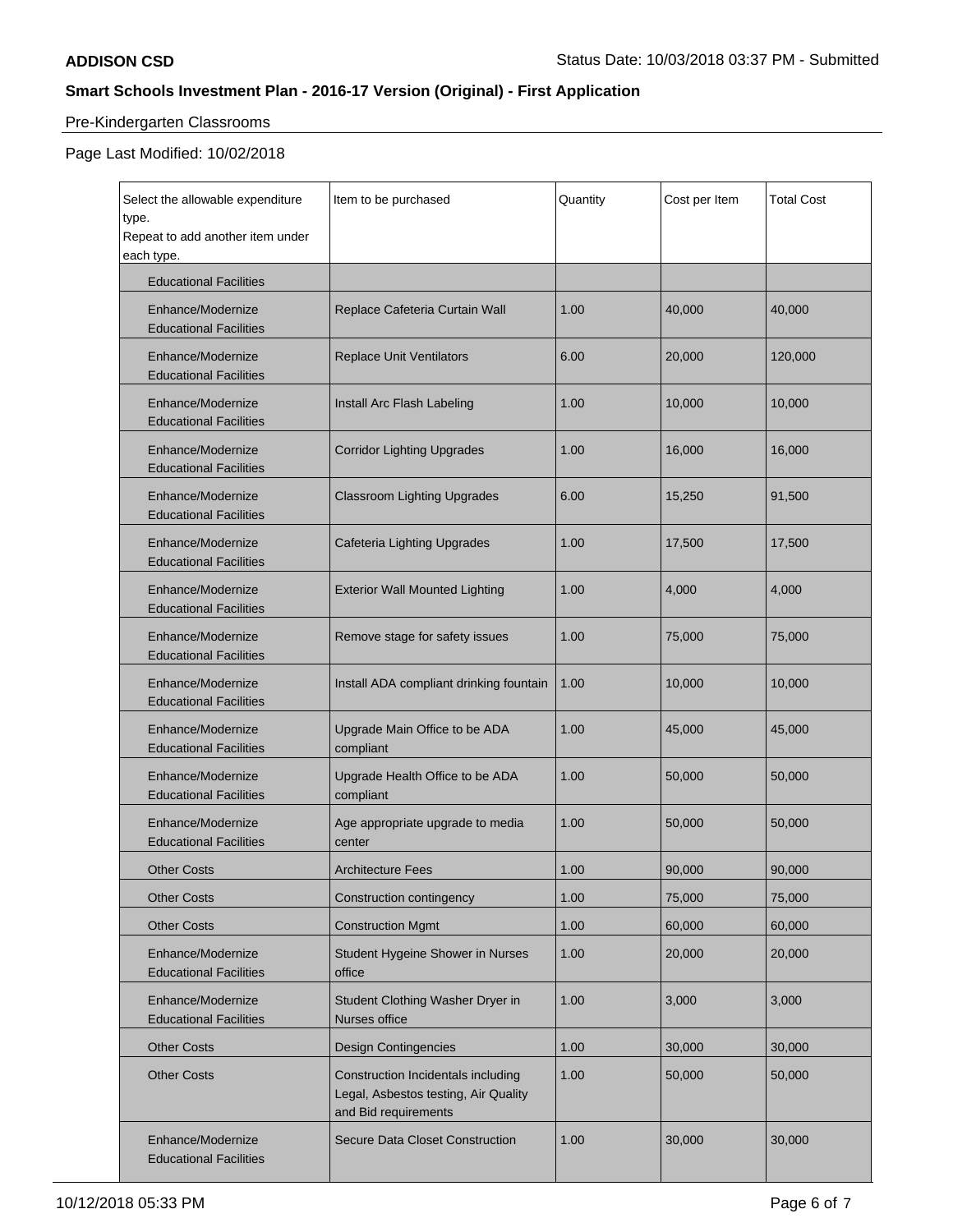ADDISON CSD

**Smart Schools Investment Plan - 2016-17 Version (Original) - First Application**

Pre-Kindergarten Classrooms

Page Last Modified: 10/02/2018

| Select the allowable expenditure type. Repeat to add another item under each type. | Item to be purchased | Quantity | Cost per Item | Total Cost |
|---|---|---|---|---|
| Educational Facilities | | | | |
| Enhance/Modernize Educational Facilities | Replace Cafeteria Curtain Wall | 1.00 | 40,000 | 40,000 |
| Enhance/Modernize Educational Facilities | Replace Unit Ventilators | 6.00 | 20,000 | 120,000 |
| Enhance/Modernize Educational Facilities | Install Arc Flash Labeling | 1.00 | 10,000 | 10,000 |
| Enhance/Modernize Educational Facilities | Corridor Lighting Upgrades | 1.00 | 16,000 | 16,000 |
| Enhance/Modernize Educational Facilities | Classroom Lighting Upgrades | 6.00 | 15,250 | 91,500 |
| Enhance/Modernize Educational Facilities | Cafeteria Lighting Upgrades | 1.00 | 17,500 | 17,500 |
| Enhance/Modernize Educational Facilities | Exterior Wall Mounted Lighting | 1.00 | 4,000 | 4,000 |
| Enhance/Modernize Educational Facilities | Remove stage for safety issues | 1.00 | 75,000 | 75,000 |
| Enhance/Modernize Educational Facilities | Install ADA compliant drinking fountain | 1.00 | 10,000 | 10,000 |
| Enhance/Modernize Educational Facilities | Upgrade Main Office to be ADA compliant | 1.00 | 45,000 | 45,000 |
| Enhance/Modernize Educational Facilities | Upgrade Health Office to be ADA compliant | 1.00 | 50,000 | 50,000 |
| Enhance/Modernize Educational Facilities | Age appropriate upgrade to media center | 1.00 | 50,000 | 50,000 |
| Other Costs | Architecture Fees | 1.00 | 90,000 | 90,000 |
| Other Costs | Construction contingency | 1.00 | 75,000 | 75,000 |
| Other Costs | Construction Mgmt | 1.00 | 60,000 | 60,000 |
| Enhance/Modernize Educational Facilities | Student Hygeine Shower in Nurses office | 1.00 | 20,000 | 20,000 |
| Enhance/Modernize Educational Facilities | Student Clothing Washer Dryer in Nurses office | 1.00 | 3,000 | 3,000 |
| Other Costs | Design Contingencies | 1.00 | 30,000 | 30,000 |
| Other Costs | Construction Incidentals including Legal, Asbestos testing, Air Quality and Bid requirements | 1.00 | 50,000 | 50,000 |
| Enhance/Modernize Educational Facilities | Secure Data Closet Construction | 1.00 | 30,000 | 30,000 |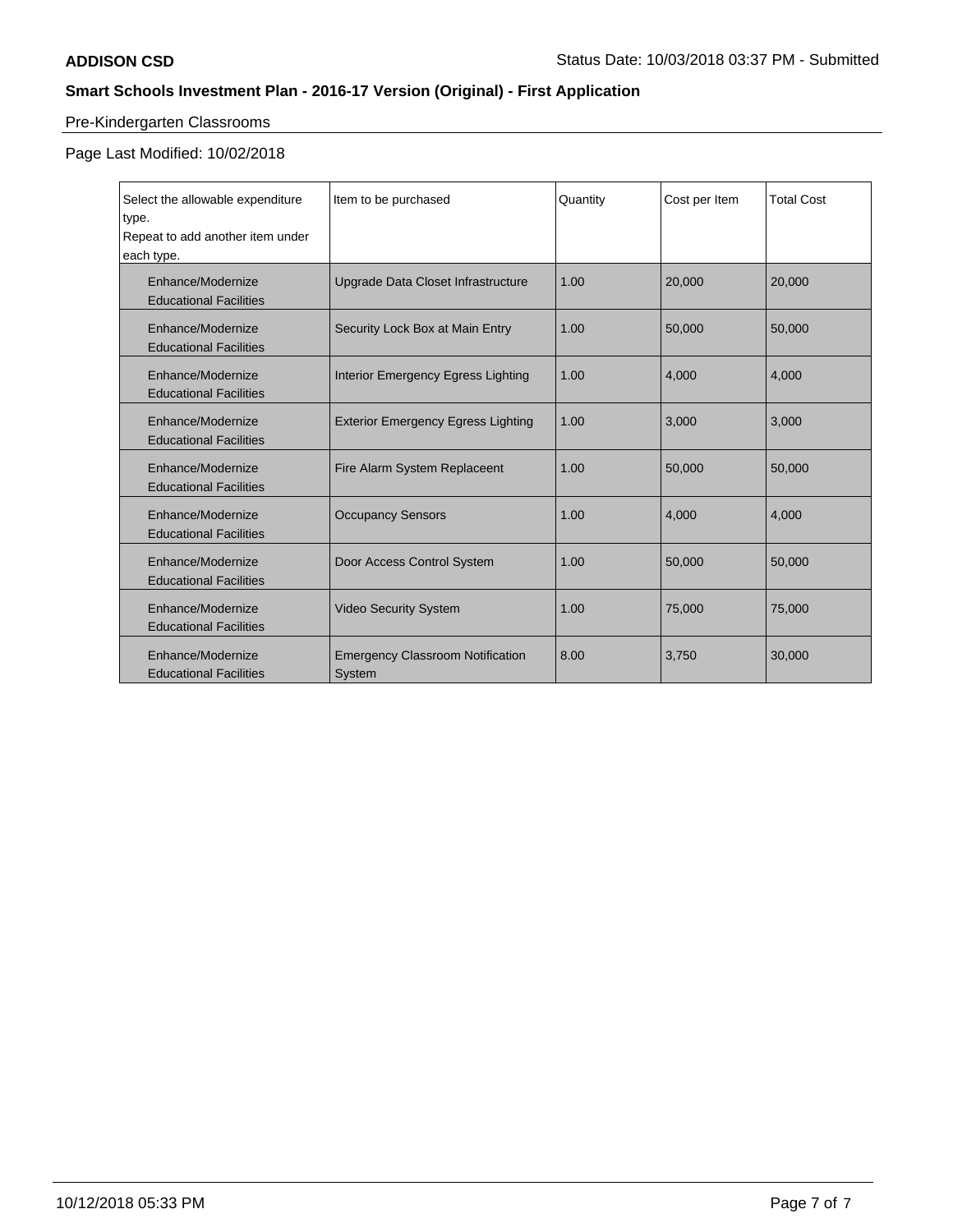Pre-Kindergarten Classrooms

Page Last Modified: 10/02/2018

| Select the allowable expenditure type.<br>Repeat to add another item under each type. | Item to be purchased | Quantity | Cost per Item | Total Cost |
|---|---|---|---|---|
| Enhance/Modernize Educational Facilities | Upgrade Data Closet Infrastructure | 1.00 | 20,000 | 20,000 |
| Enhance/Modernize Educational Facilities | Security Lock Box at Main Entry | 1.00 | 50,000 | 50,000 |
| Enhance/Modernize Educational Facilities | Interior Emergency Egress Lighting | 1.00 | 4,000 | 4,000 |
| Enhance/Modernize Educational Facilities | Exterior Emergency Egress Lighting | 1.00 | 3,000 | 3,000 |
| Enhance/Modernize Educational Facilities | Fire Alarm System Replaceent | 1.00 | 50,000 | 50,000 |
| Enhance/Modernize Educational Facilities | Occupancy Sensors | 1.00 | 4,000 | 4,000 |
| Enhance/Modernize Educational Facilities | Door Access Control System | 1.00 | 50,000 | 50,000 |
| Enhance/Modernize Educational Facilities | Video Security System | 1.00 | 75,000 | 75,000 |
| Enhance/Modernize Educational Facilities | Emergency Classroom Notification System | 8.00 | 3,750 | 30,000 |